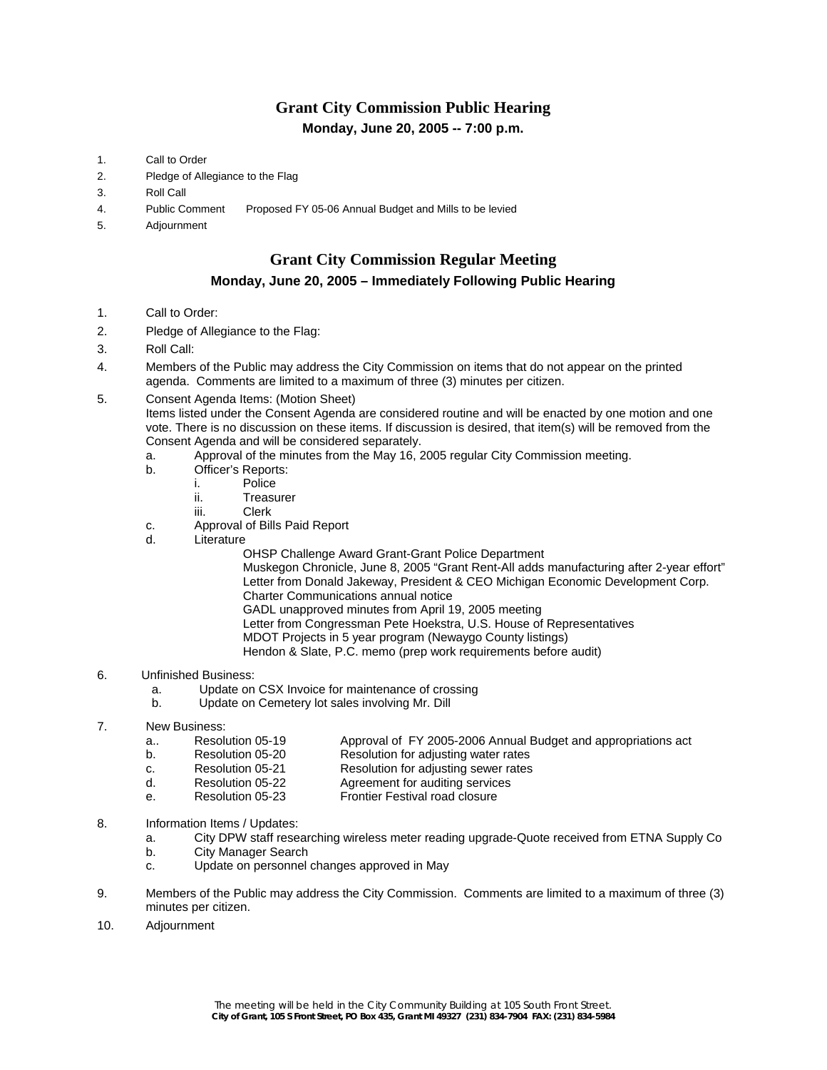# Grant City Commission Public Hearing

**Monday, June 20, 2005 -- 7:00 p.m.**

1. Call to Order
2. Pledge of Allegiance to the Flag
3. Roll Call
4. Public Comment    Proposed FY 05-06 Annual Budget and Mills to be levied
5. Adjournment

# Grant City Commission Regular Meeting

**Monday, June 20, 2005 – Immediately Following Public Hearing**

1. Call to Order:
2. Pledge of Allegiance to the Flag:
3. Roll Call:
4. Members of the Public may address the City Commission on items that do not appear on the printed agenda. Comments are limited to a maximum of three (3) minutes per citizen.
5. Consent Agenda Items: (Motion Sheet)
   Items listed under the Consent Agenda are considered routine and will be enacted by one motion and one vote. There is no discussion on these items. If discussion is desired, that item(s) will be removed from the Consent Agenda and will be considered separately.
   a. Approval of the minutes from the May 16, 2005 regular City Commission meeting.
   b. Officer's Reports:
      i. Police
      ii. Treasurer
      iii. Clerk
   c. Approval of Bills Paid Report
   d. Literature
      - OHSP Challenge Award Grant-Grant Police Department
      - Muskegon Chronicle, June 8, 2005 "Grant Rent-All adds manufacturing after 2-year effort"
      - Letter from Donald Jakeway, President & CEO Michigan Economic Development Corp.
      - Charter Communications annual notice
      - GADL unapproved minutes from April 19, 2005 meeting
      - Letter from Congressman Pete Hoekstra, U.S. House of Representatives
      - MDOT Projects in 5 year program (Newaygo County listings)
      - Hendon & Slate, P.C. memo (prep work requirements before audit)
6. Unfinished Business:
   a. Update on CSX Invoice for maintenance of crossing
   b. Update on Cemetery lot sales involving Mr. Dill
7. New Business:
   a.. Resolution 05-19    Approval of FY 2005-2006 Annual Budget and appropriations act
   b. Resolution 05-20    Resolution for adjusting water rates
   c. Resolution 05-21    Resolution for adjusting sewer rates
   d. Resolution 05-22    Agreement for auditing services
   e. Resolution 05-23    Frontier Festival road closure
8. Information Items / Updates:
   a. City DPW staff researching wireless meter reading upgrade-Quote received from ETNA Supply Co
   b. City Manager Search
   c. Update on personnel changes approved in May
9. Members of the Public may address the City Commission. Comments are limited to a maximum of three (3) minutes per citizen.
10. Adjournment

*The meeting will be held in the City Community Building at 105 South Front Street.*
**City of Grant, 105 S Front Street, PO Box 435, Grant MI 49327 (231) 834-7904 FAX: (231) 834-5984**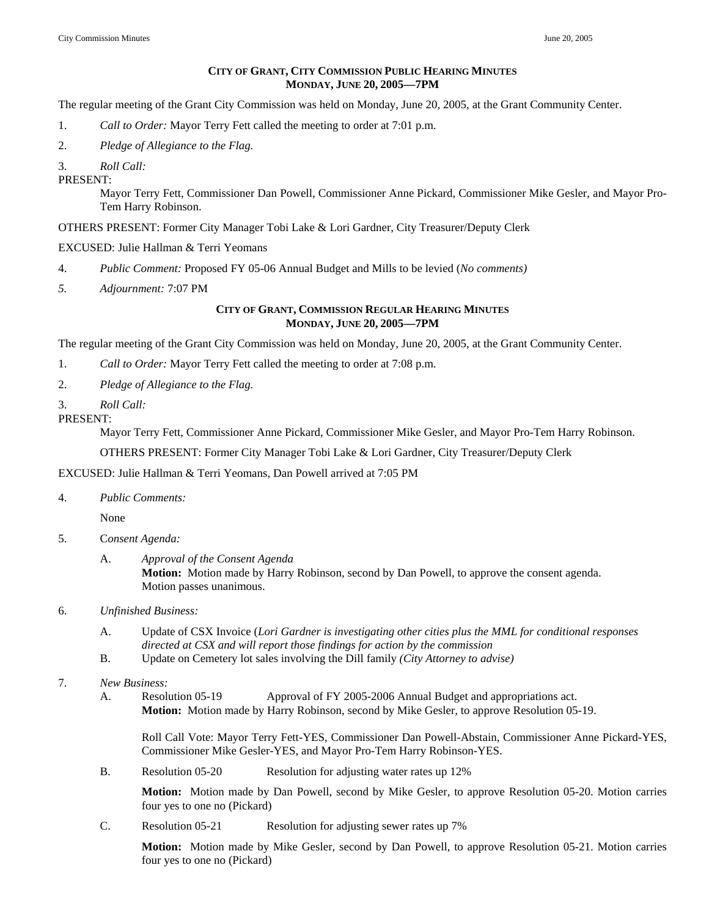**CITY OF GRANT, CITY COMMISSION PUBLIC HEARING MINUTES**
**MONDAY, JUNE 20, 2005—7PM**

The regular meeting of the Grant City Commission was held on Monday, June 20, 2005, at the Grant Community Center.

1. *Call to Order:* Mayor Terry Fett called the meeting to order at 7:01 p.m.
2. *Pledge of Allegiance to the Flag.*
3. *Roll Call:*

PRESENT:

Mayor Terry Fett, Commissioner Dan Powell, Commissioner Anne Pickard, Commissioner Mike Gesler, and Mayor Pro-Tem Harry Robinson.

OTHERS PRESENT: Former City Manager Tobi Lake & Lori Gardner, City Treasurer/Deputy Clerk

EXCUSED: Julie Hallman & Terri Yeomans

4. *Public Comment:* Proposed FY 05-06 Annual Budget and Mills to be levied (*No comments)*
5. *Adjournment:* 7:07 PM

**CITY OF GRANT, COMMISSION REGULAR HEARING MINUTES**
**MONDAY, JUNE 20, 2005—7PM**

The regular meeting of the Grant City Commission was held on Monday, June 20, 2005, at the Grant Community Center.

1. *Call to Order:* Mayor Terry Fett called the meeting to order at 7:08 p.m.
2. *Pledge of Allegiance to the Flag.*
3. *Roll Call:*

PRESENT:

Mayor Terry Fett, Commissioner Anne Pickard, Commissioner Mike Gesler, and Mayor Pro-Tem Harry Robinson.

OTHERS PRESENT: Former City Manager Tobi Lake & Lori Gardner, City Treasurer/Deputy Clerk

EXCUSED: Julie Hallman & Terri Yeomans, Dan Powell arrived at 7:05 PM

4. *Public Comments:*

   None

5. C*onsent Agenda:*

   A. *Approval of the Consent Agenda*
   **Motion:** Motion made by Harry Robinson, second by Dan Powell, to approve the consent agenda. Motion passes unanimous.

6. *Unfinished Business:*

   A. Update of CSX Invoice (*Lori Gardner is investigating other cities plus the MML for conditional responses directed at CSX and will report those findings for action by the commission*
   B. Update on Cemetery lot sales involving the Dill family *(City Attorney to advise)*

7. *New Business:*

   A. Resolution 05-19 Approval of FY 2005-2006 Annual Budget and appropriations act.
   **Motion:** Motion made by Harry Robinson, second by Mike Gesler, to approve Resolution 05-19.

   Roll Call Vote: Mayor Terry Fett-YES, Commissioner Dan Powell-Abstain, Commissioner Anne Pickard-YES, Commissioner Mike Gesler-YES, and Mayor Pro-Tem Harry Robinson-YES.

   B. Resolution 05-20 Resolution for adjusting water rates up 12%

   **Motion:** Motion made by Dan Powell, second by Mike Gesler, to approve Resolution 05-20. Motion carries four yes to one no (Pickard)

   C. Resolution 05-21 Resolution for adjusting sewer rates up 7%

   **Motion:** Motion made by Mike Gesler, second by Dan Powell, to approve Resolution 05-21. Motion carries four yes to one no (Pickard)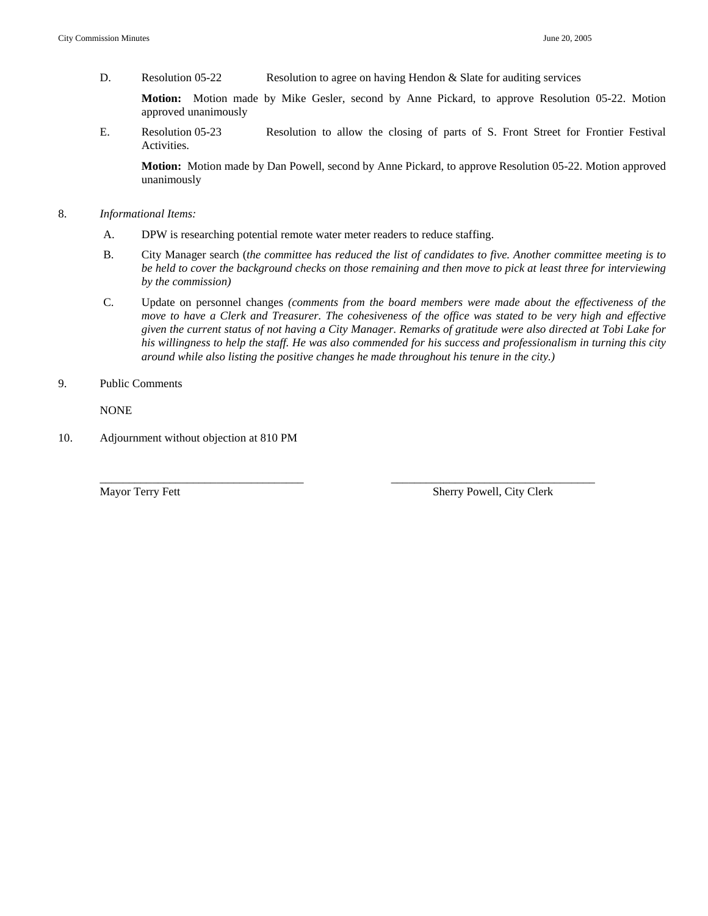D. Resolution 05-22 Resolution to agree on having Hendon & Slate for auditing services

**Motion:** Motion made by Mike Gesler, second by Anne Pickard, to approve Resolution 05-22. Motion approved unanimously

E. Resolution 05-23 Resolution to allow the closing of parts of S. Front Street for Frontier Festival Activities.

**Motion:** Motion made by Dan Powell, second by Anne Pickard, to approve Resolution 05-22. Motion approved unanimously

8. *Informational Items:*

A. DPW is researching potential remote water meter readers to reduce staffing.

B. City Manager search (*the committee has reduced the list of candidates to five. Another committee meeting is to be held to cover the background checks on those remaining and then move to pick at least three for interviewing by the commission)*

C. Update on personnel changes *(comments from the board members were made about the effectiveness of the move to have a Clerk and Treasurer. The cohesiveness of the office was stated to be very high and effective given the current status of not having a City Manager. Remarks of gratitude were also directed at Tobi Lake for his willingness to help the staff. He was also commended for his success and professionalism in turning this city around while also listing the positive changes he made throughout his tenure in the city.)*

9. Public Comments

NONE

10. Adjournment without objection at 810 PM

\_\_\_\_\_\_\_\_\_\_\_\_\_\_\_\_\_\_\_\_\_\_\_\_\_\_\_\_\_\_\_\_\_\_\_ \_\_\_\_\_\_\_\_\_\_\_\_\_\_\_\_\_\_\_\_\_\_\_\_\_\_\_\_\_\_\_\_\_\_\_

Mayor Terry Fett Sherry Powell, City Clerk